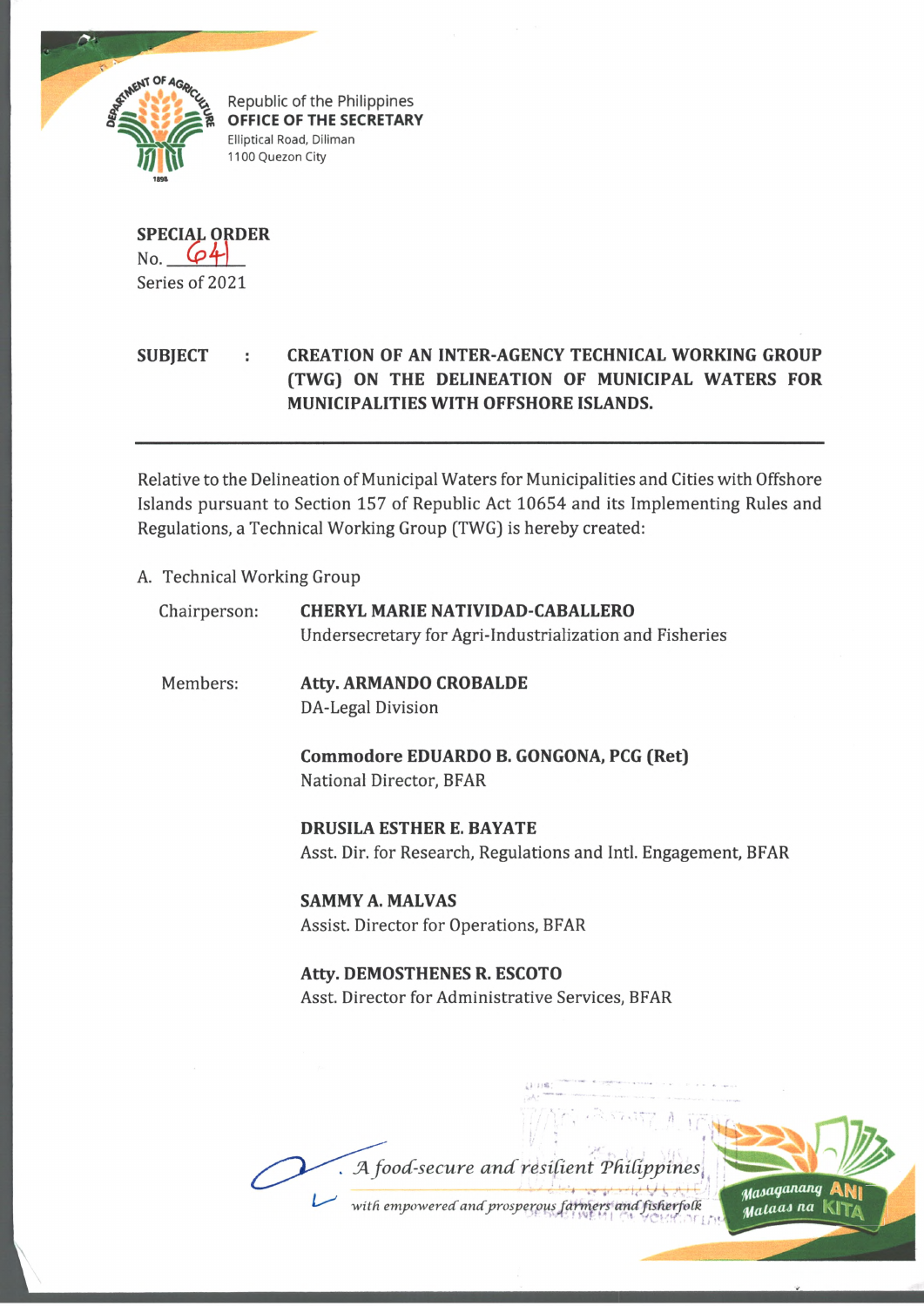Republic of the Philippines
**OFFICE OF THE SECRETARY**
Elliptical Road, Diliman
1100 Quezon City

**SPECIAL ORDER**
No. 641
Series of 2021

**SUBJECT : CREATION OF AN INTER-AGENCY TECHNICAL WORKING GROUP (TWG) ON THE DELINEATION OF MUNICIPAL WATERS FOR MUNICIPALITIES WITH OFFSHORE ISLANDS.**

---

Relative to the Delineation of Municipal Waters for Municipalities and Cities with Offshore Islands pursuant to Section 157 of Republic Act 10654 and its Implementing Rules and Regulations, a Technical Working Group (TWG) is hereby created:

A. Technical Working Group

Chairperson: **CHERYL MARIE NATIVIDAD-CABALLERO**
Undersecretary for Agri-Industrialization and Fisheries

Members: **Atty. ARMANDO CROBALDE**
DA-Legal Division

**Commodore EDUARDO B. GONGONA, PCG (Ret)**
National Director, BFAR

**DRUSILA ESTHER E. BAYATE**
Asst. Dir. for Research, Regulations and Intl. Engagement, BFAR

**SAMMY A. MALVAS**
Assist. Director for Operations, BFAR

**Atty. DEMOSTHENES R. ESCOTO**
Asst. Director for Administrative Services, BFAR

*A food-secure and resilient Philippines*
*with empowered and prosperous farmers and fisherfolk*

Masaganang ANI Mataas na KITA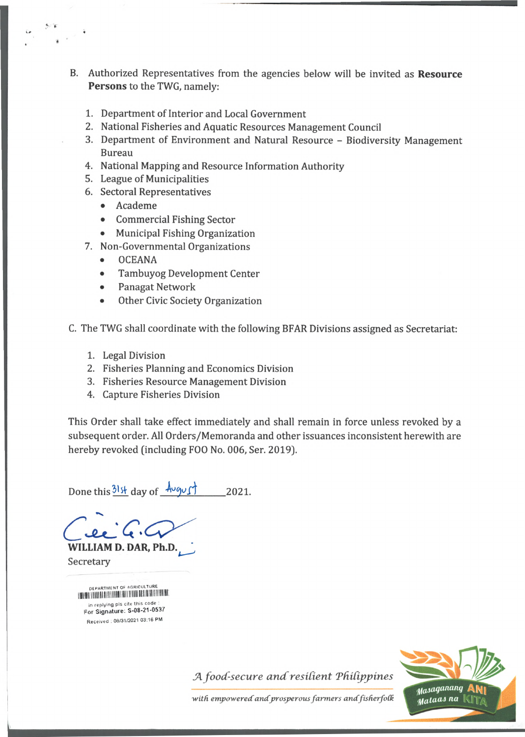B. Authorized Representatives from the agencies below will be invited as **Resource Persons** to the TWG, namely:

1. Department of Interior and Local Government
2. National Fisheries and Aquatic Resources Management Council
3. Department of Environment and Natural Resource – Biodiversity Management Bureau
4. National Mapping and Resource Information Authority
5. League of Municipalities
6. Sectoral Representatives
   - Academe
   - Commercial Fishing Sector
   - Municipal Fishing Organization
7. Non-Governmental Organizations
   - OCEANA
   - Tambuyog Development Center
   - Panagat Network
   - Other Civic Society Organization

C. The TWG shall coordinate with the following BFAR Divisions assigned as Secretariat:

1. Legal Division
2. Fisheries Planning and Economics Division
3. Fisheries Resource Management Division
4. Capture Fisheries Division

This Order shall take effect immediately and shall remain in force unless revoked by a subsequent order. All Orders/Memoranda and other issuances inconsistent herewith are hereby revoked (including FOO No. 006, Ser. 2019).

Done this 31st day of August 2021.

**WILLIAM D. DAR, Ph.D.**
Secretary

DEPARTMENT OF AGRICULTURE
in replying pls cite this code :
For Signature: S-08-21-0537
Received : 08/31/2021 03:16 PM

*A food-secure and resilient Philippines*
*with empowered and prosperous farmers and fisherfolk*

Masaganang ANI Mataas na KITA